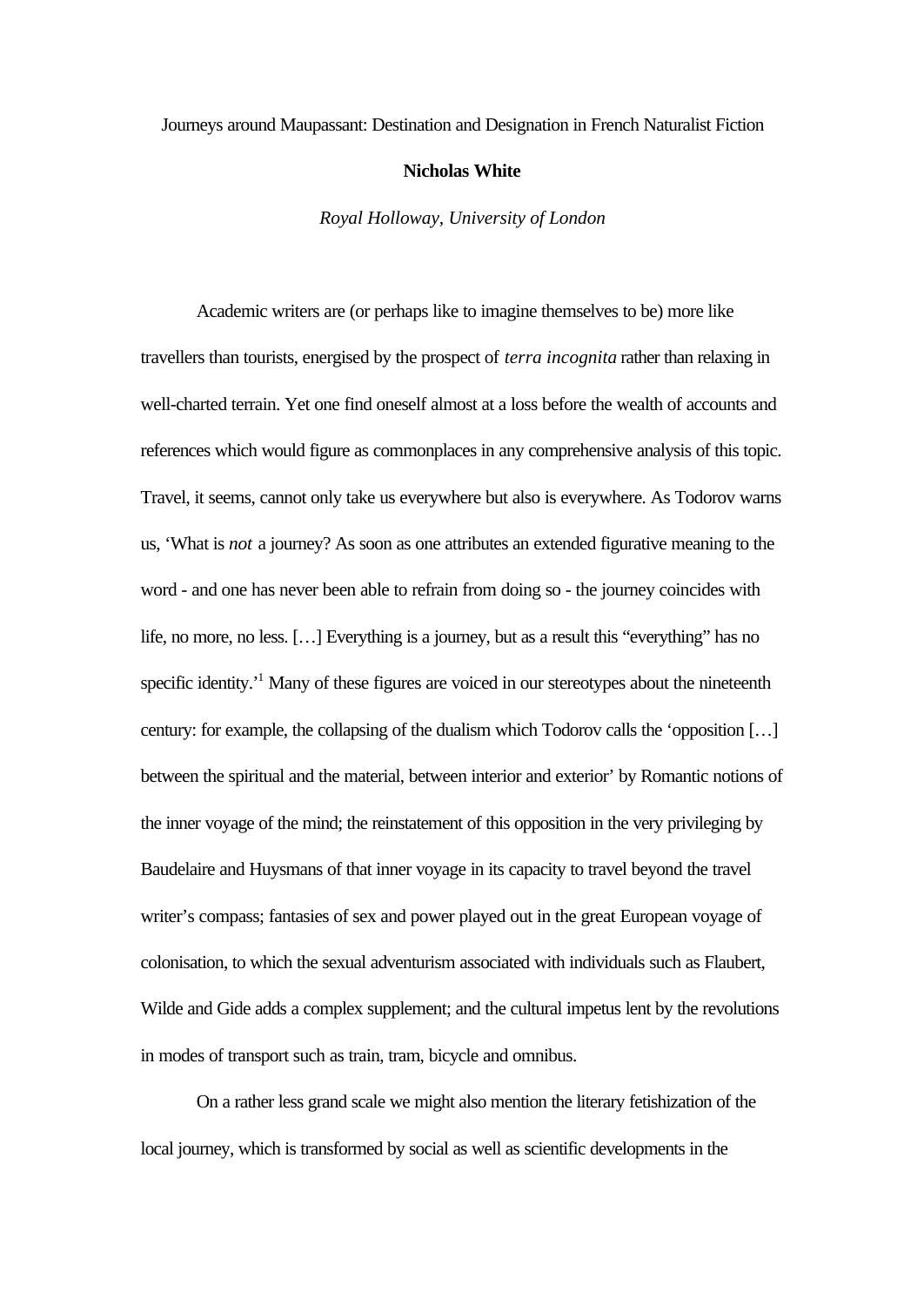# Journeys around Maupassant: Destination and Designation in French Naturalist Fiction

**Nicholas White**

*Royal Holloway, University of London*

Academic writers are (or perhaps like to imagine themselves to be) more like travellers than tourists, energised by the prospect of *terra incognita* rather than relaxing in well-charted terrain. Yet one find oneself almost at a loss before the wealth of accounts and references which would figure as commonplaces in any comprehensive analysis of this topic. Travel, it seems, cannot only take us everywhere but also is everywhere. As Todorov warns us, 'What is *not* a journey? As soon as one attributes an extended figurative meaning to the word - and one has never been able to refrain from doing so - the journey coincides with life, no more, no less. […] Everything is a journey, but as a result this "everything" has no specific identity.'[1] Many of these figures are voiced in our stereotypes about the nineteenth century: for example, the collapsing of the dualism which Todorov calls the 'opposition […] between the spiritual and the material, between interior and exterior' by Romantic notions of the inner voyage of the mind; the reinstatement of this opposition in the very privileging by Baudelaire and Huysmans of that inner voyage in its capacity to travel beyond the travel writer's compass; fantasies of sex and power played out in the great European voyage of colonisation, to which the sexual adventurism associated with individuals such as Flaubert, Wilde and Gide adds a complex supplement; and the cultural impetus lent by the revolutions in modes of transport such as train, tram, bicycle and omnibus.

On a rather less grand scale we might also mention the literary fetishization of the local journey, which is transformed by social as well as scientific developments in the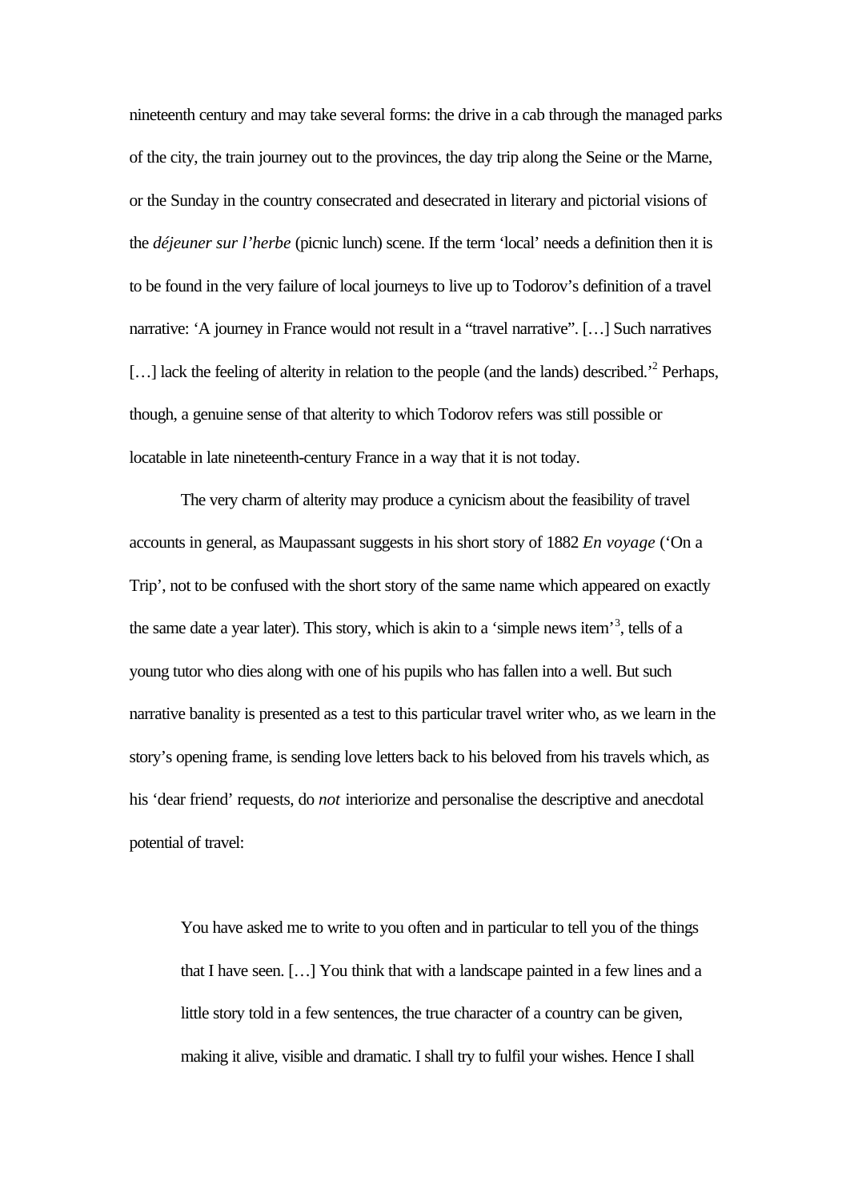nineteenth century and may take several forms: the drive in a cab through the managed parks of the city, the train journey out to the provinces, the day trip along the Seine or the Marne, or the Sunday in the country consecrated and desecrated in literary and pictorial visions of the *déjeuner sur l'herbe* (picnic lunch) scene. If the term 'local' needs a definition then it is to be found in the very failure of local journeys to live up to Todorov's definition of a travel narrative: 'A journey in France would not result in a "travel narrative". […] Such narratives […] lack the feeling of alterity in relation to the people (and the lands) described.'[2] Perhaps, though, a genuine sense of that alterity to which Todorov refers was still possible or locatable in late nineteenth-century France in a way that it is not today.

The very charm of alterity may produce a cynicism about the feasibility of travel accounts in general, as Maupassant suggests in his short story of 1882 *En voyage* ('On a Trip', not to be confused with the short story of the same name which appeared on exactly the same date a year later). This story, which is akin to a 'simple news item'[3], tells of a young tutor who dies along with one of his pupils who has fallen into a well. But such narrative banality is presented as a test to this particular travel writer who, as we learn in the story's opening frame, is sending love letters back to his beloved from his travels which, as his 'dear friend' requests, do *not* interiorize and personalise the descriptive and anecdotal potential of travel:

> You have asked me to write to you often and in particular to tell you of the things that I have seen. […] You think that with a landscape painted in a few lines and a little story told in a few sentences, the true character of a country can be given, making it alive, visible and dramatic. I shall try to fulfil your wishes. Hence I shall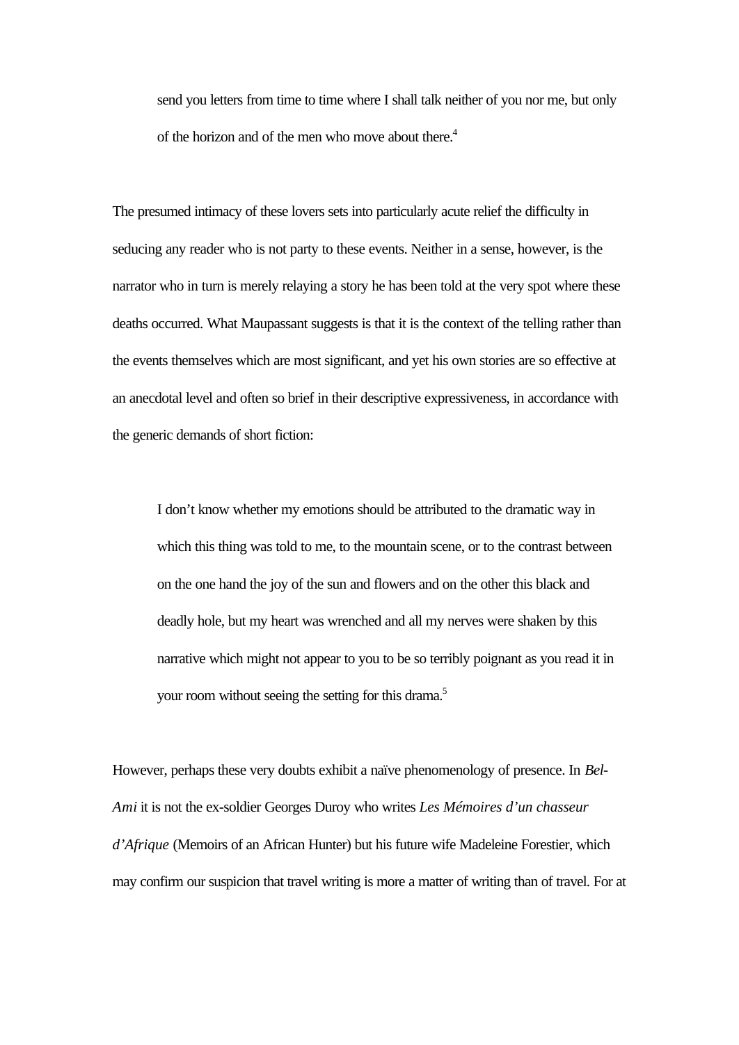> send you letters from time to time where I shall talk neither of you nor me, but only of the horizon and of the men who move about there.[4]

The presumed intimacy of these lovers sets into particularly acute relief the difficulty in seducing any reader who is not party to these events. Neither in a sense, however, is the narrator who in turn is merely relaying a story he has been told at the very spot where these deaths occurred. What Maupassant suggests is that it is the context of the telling rather than the events themselves which are most significant, and yet his own stories are so effective at an anecdotal level and often so brief in their descriptive expressiveness, in accordance with the generic demands of short fiction:

> I don't know whether my emotions should be attributed to the dramatic way in which this thing was told to me, to the mountain scene, or to the contrast between on the one hand the joy of the sun and flowers and on the other this black and deadly hole, but my heart was wrenched and all my nerves were shaken by this narrative which might not appear to you to be so terribly poignant as you read it in your room without seeing the setting for this drama.[5]

However, perhaps these very doubts exhibit a naïve phenomenology of presence. In *Bel-Ami* it is not the ex-soldier Georges Duroy who writes *Les Mémoires d'un chasseur d'Afrique* (Memoirs of an African Hunter) but his future wife Madeleine Forestier, which may confirm our suspicion that travel writing is more a matter of writing than of travel. For at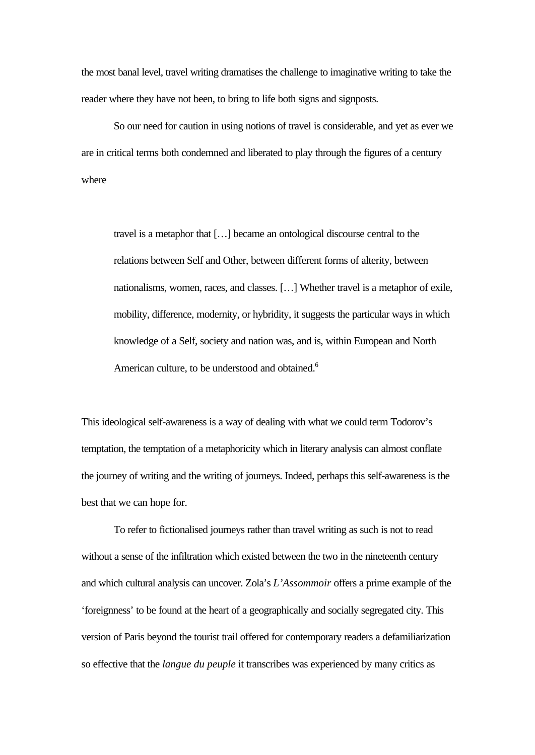the most banal level, travel writing dramatises the challenge to imaginative writing to take the reader where they have not been, to bring to life both signs and signposts.

So our need for caution in using notions of travel is considerable, and yet as ever we are in critical terms both condemned and liberated to play through the figures of a century where

> travel is a metaphor that […] became an ontological discourse central to the relations between Self and Other, between different forms of alterity, between nationalisms, women, races, and classes. […] Whether travel is a metaphor of exile, mobility, difference, modernity, or hybridity, it suggests the particular ways in which knowledge of a Self, society and nation was, and is, within European and North American culture, to be understood and obtained.[6]

This ideological self-awareness is a way of dealing with what we could term Todorov's temptation, the temptation of a metaphoricity which in literary analysis can almost conflate the journey of writing and the writing of journeys. Indeed, perhaps this self-awareness is the best that we can hope for.

To refer to fictionalised journeys rather than travel writing as such is not to read without a sense of the infiltration which existed between the two in the nineteenth century and which cultural analysis can uncover. Zola's *L'Assommoir* offers a prime example of the 'foreignness' to be found at the heart of a geographically and socially segregated city. This version of Paris beyond the tourist trail offered for contemporary readers a defamiliarization so effective that the *langue du peuple* it transcribes was experienced by many critics as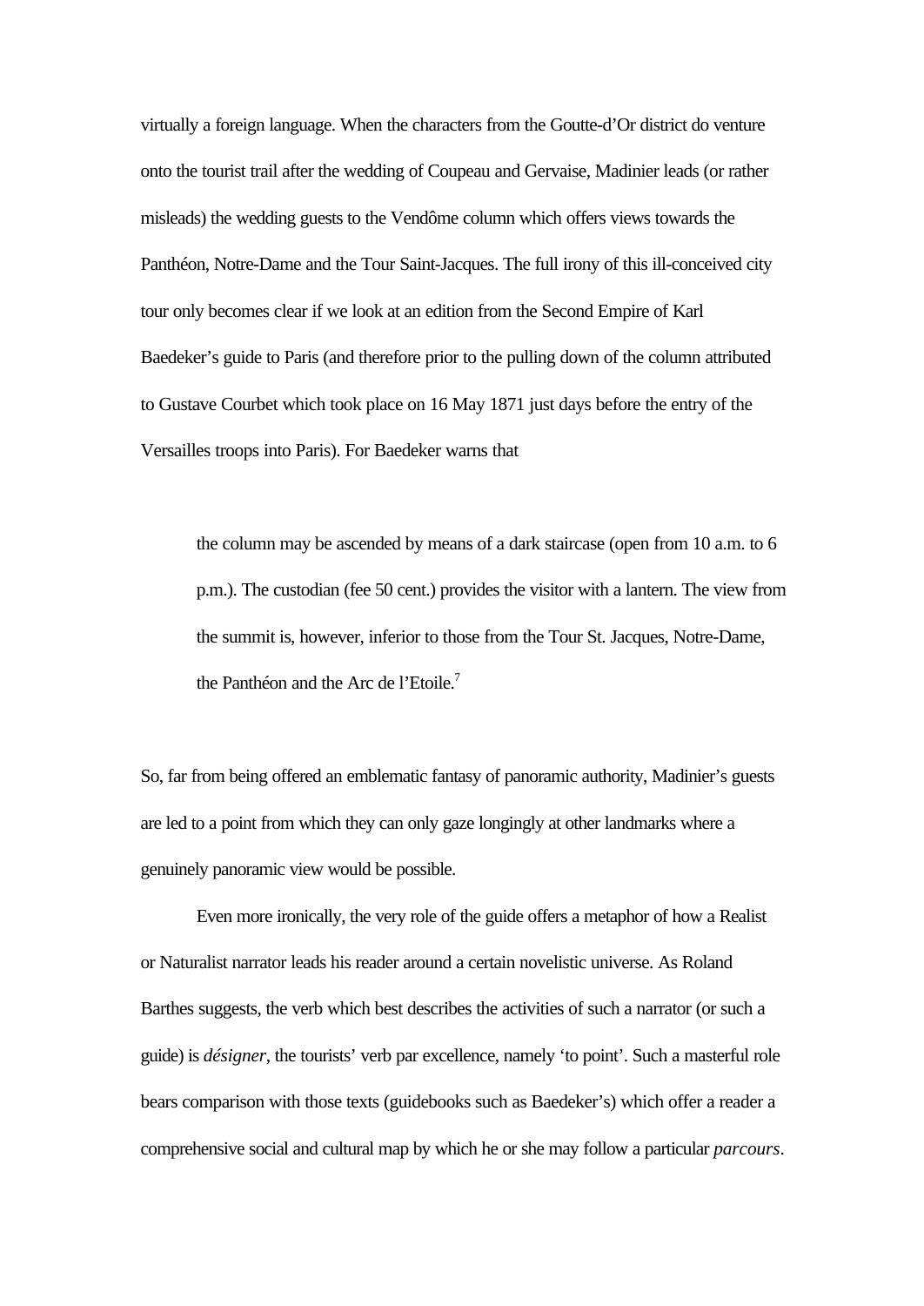virtually a foreign language. When the characters from the Goutte-d'Or district do venture onto the tourist trail after the wedding of Coupeau and Gervaise, Madinier leads (or rather misleads) the wedding guests to the Vendôme column which offers views towards the Panthéon, Notre-Dame and the Tour Saint-Jacques. The full irony of this ill-conceived city tour only becomes clear if we look at an edition from the Second Empire of Karl Baedeker's guide to Paris (and therefore prior to the pulling down of the column attributed to Gustave Courbet which took place on 16 May 1871 just days before the entry of the Versailles troops into Paris). For Baedeker warns that

> the column may be ascended by means of a dark staircase (open from 10 a.m. to 6 p.m.). The custodian (fee 50 cent.) provides the visitor with a lantern. The view from the summit is, however, inferior to those from the Tour St. Jacques, Notre-Dame, the Panthéon and the Arc de l'Etoile.[7]

So, far from being offered an emblematic fantasy of panoramic authority, Madinier's guests are led to a point from which they can only gaze longingly at other landmarks where a genuinely panoramic view would be possible.

Even more ironically, the very role of the guide offers a metaphor of how a Realist or Naturalist narrator leads his reader around a certain novelistic universe. As Roland Barthes suggests, the verb which best describes the activities of such a narrator (or such a guide) is *désigner*, the tourists' verb par excellence, namely 'to point'. Such a masterful role bears comparison with those texts (guidebooks such as Baedeker's) which offer a reader a comprehensive social and cultural map by which he or she may follow a particular *parcours*.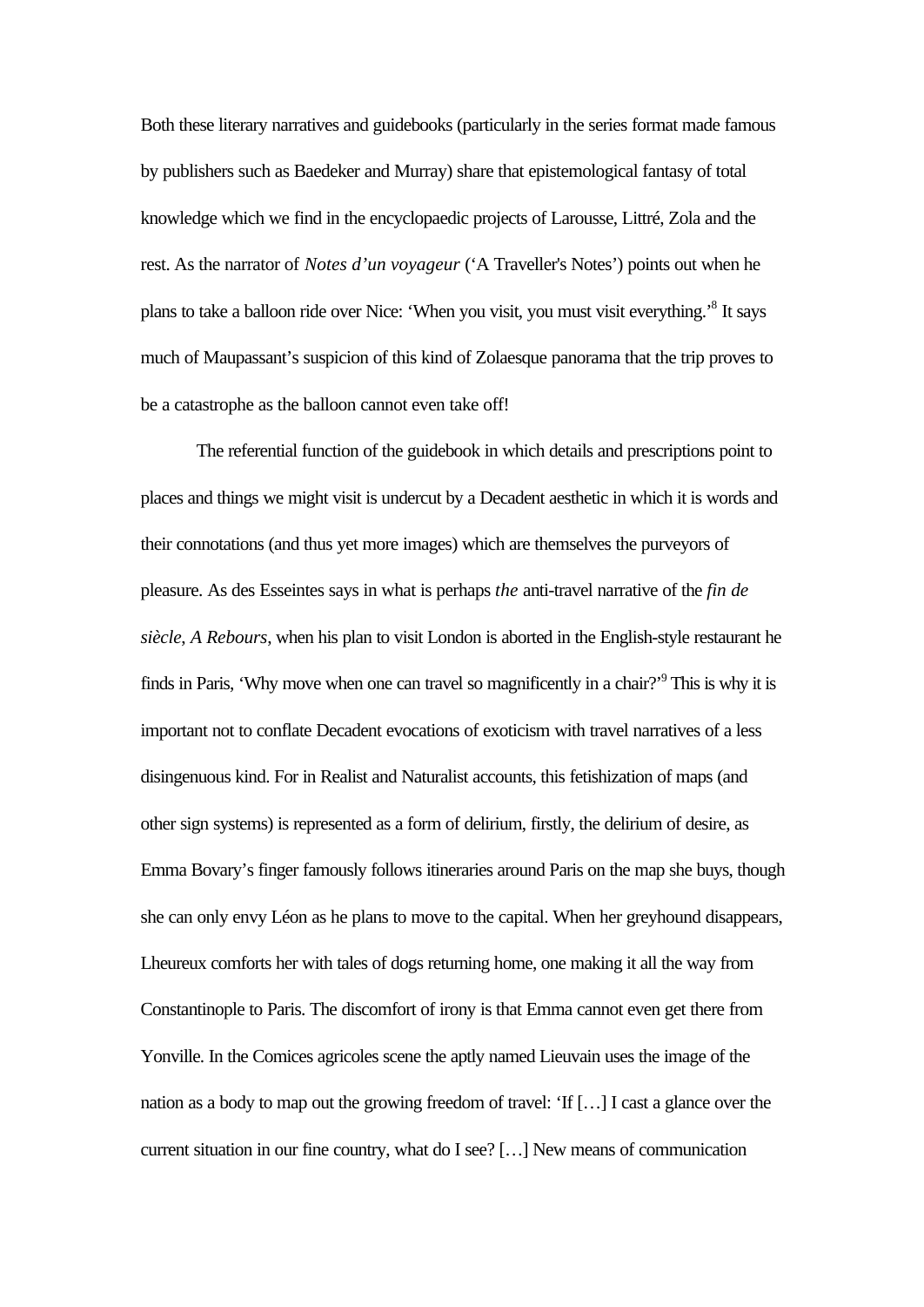Both these literary narratives and guidebooks (particularly in the series format made famous by publishers such as Baedeker and Murray) share that epistemological fantasy of total knowledge which we find in the encyclopaedic projects of Larousse, Littré, Zola and the rest. As the narrator of *Notes d'un voyageur* ('A Traveller's Notes') points out when he plans to take a balloon ride over Nice: 'When you visit, you must visit everything.'[8] It says much of Maupassant's suspicion of this kind of Zolaesque panorama that the trip proves to be a catastrophe as the balloon cannot even take off!

The referential function of the guidebook in which details and prescriptions point to places and things we might visit is undercut by a Decadent aesthetic in which it is words and their connotations (and thus yet more images) which are themselves the purveyors of pleasure. As des Esseintes says in what is perhaps *the* anti-travel narrative of the *fin de siècle*, *A Rebours*, when his plan to visit London is aborted in the English-style restaurant he finds in Paris, 'Why move when one can travel so magnificently in a chair?'[9] This is why it is important not to conflate Decadent evocations of exoticism with travel narratives of a less disingenuous kind. For in Realist and Naturalist accounts, this fetishization of maps (and other sign systems) is represented as a form of delirium, firstly, the delirium of desire, as Emma Bovary's finger famously follows itineraries around Paris on the map she buys, though she can only envy Léon as he plans to move to the capital. When her greyhound disappears, Lheureux comforts her with tales of dogs returning home, one making it all the way from Constantinople to Paris. The discomfort of irony is that Emma cannot even get there from Yonville. In the Comices agricoles scene the aptly named Lieuvain uses the image of the nation as a body to map out the growing freedom of travel: 'If […] I cast a glance over the current situation in our fine country, what do I see? […] New means of communication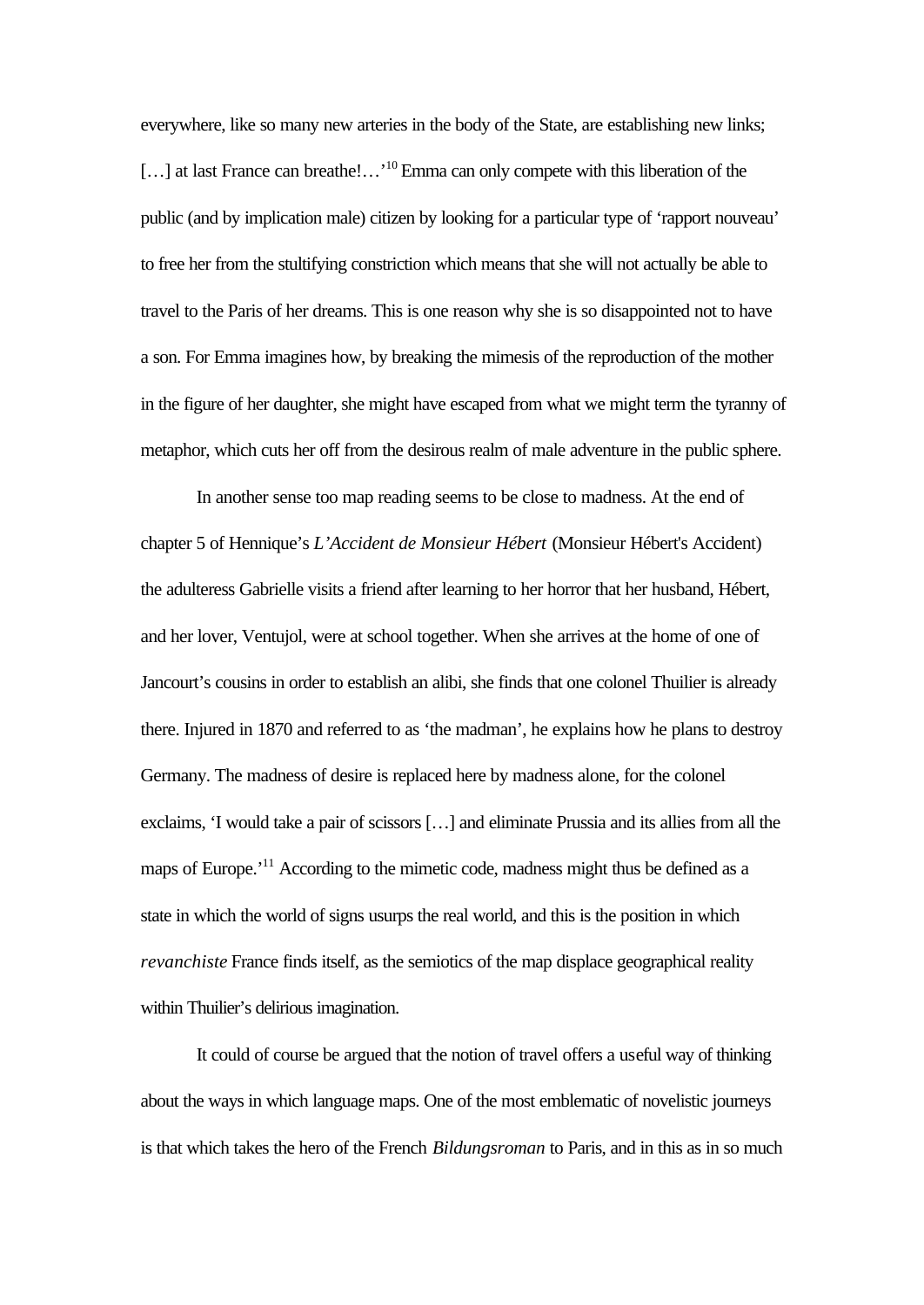everywhere, like so many new arteries in the body of the State, are establishing new links; […] at last France can breathe!…'[10] Emma can only compete with this liberation of the public (and by implication male) citizen by looking for a particular type of 'rapport nouveau' to free her from the stultifying constriction which means that she will not actually be able to travel to the Paris of her dreams. This is one reason why she is so disappointed not to have a son. For Emma imagines how, by breaking the mimesis of the reproduction of the mother in the figure of her daughter, she might have escaped from what we might term the tyranny of metaphor, which cuts her off from the desirous realm of male adventure in the public sphere.

In another sense too map reading seems to be close to madness. At the end of chapter 5 of Hennique's *L'Accident de Monsieur Hébert* (Monsieur Hébert's Accident) the adulteress Gabrielle visits a friend after learning to her horror that her husband, Hébert, and her lover, Ventujol, were at school together. When she arrives at the home of one of Jancourt's cousins in order to establish an alibi, she finds that one colonel Thuilier is already there. Injured in 1870 and referred to as 'the madman', he explains how he plans to destroy Germany. The madness of desire is replaced here by madness alone, for the colonel exclaims, 'I would take a pair of scissors […] and eliminate Prussia and its allies from all the maps of Europe.'[11] According to the mimetic code, madness might thus be defined as a state in which the world of signs usurps the real world, and this is the position in which *revanchiste* France finds itself, as the semiotics of the map displace geographical reality within Thuilier's delirious imagination.

It could of course be argued that the notion of travel offers a useful way of thinking about the ways in which language maps. One of the most emblematic of novelistic journeys is that which takes the hero of the French *Bildungsroman* to Paris, and in this as in so much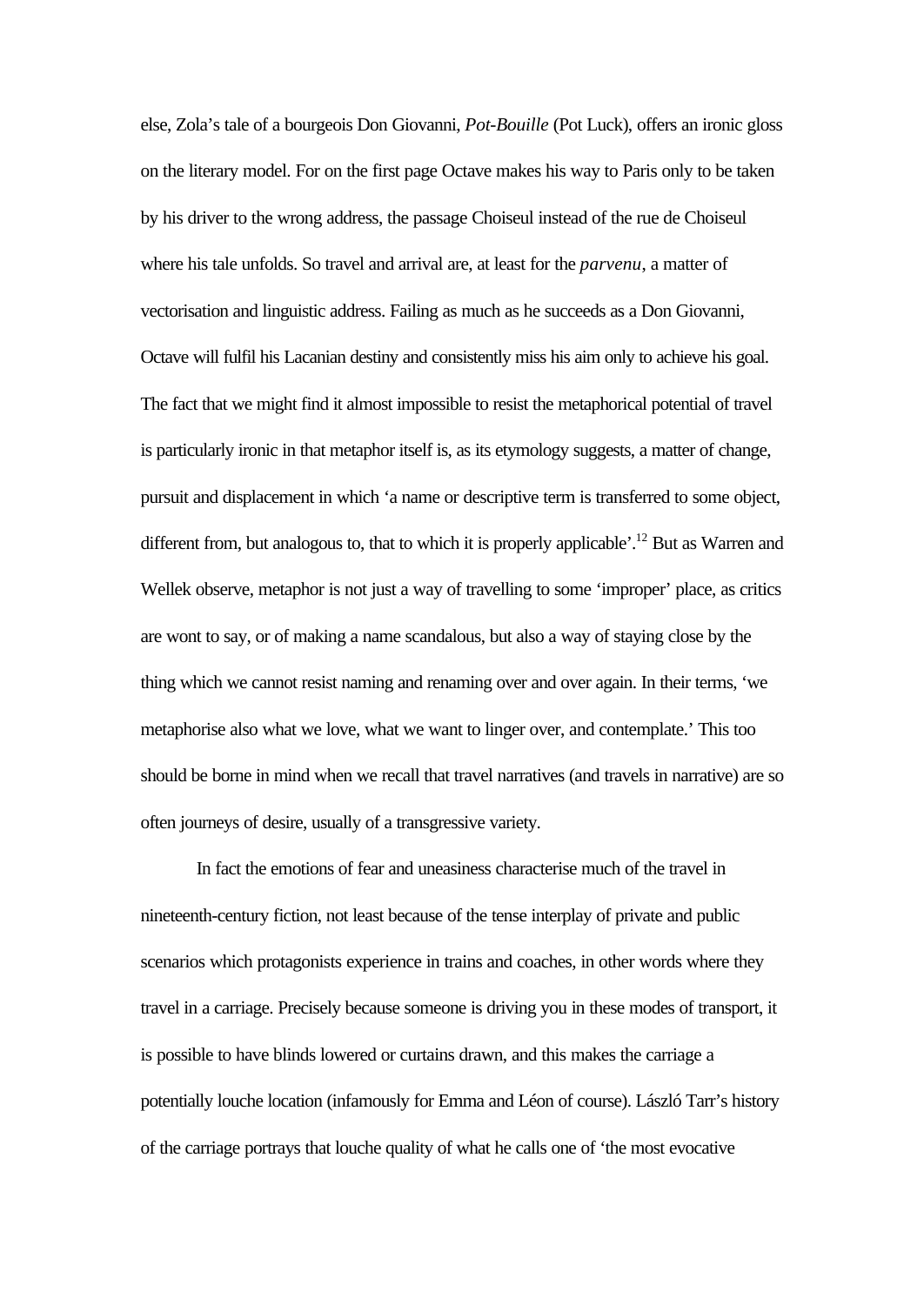else, Zola's tale of a bourgeois Don Giovanni, *Pot-Bouille* (Pot Luck), offers an ironic gloss on the literary model. For on the first page Octave makes his way to Paris only to be taken by his driver to the wrong address, the passage Choiseul instead of the rue de Choiseul where his tale unfolds. So travel and arrival are, at least for the *parvenu*, a matter of vectorisation and linguistic address. Failing as much as he succeeds as a Don Giovanni, Octave will fulfil his Lacanian destiny and consistently miss his aim only to achieve his goal. The fact that we might find it almost impossible to resist the metaphorical potential of travel is particularly ironic in that metaphor itself is, as its etymology suggests, a matter of change, pursuit and displacement in which 'a name or descriptive term is transferred to some object, different from, but analogous to, that to which it is properly applicable'.[12] But as Warren and Wellek observe, metaphor is not just a way of travelling to some 'improper' place, as critics are wont to say, or of making a name scandalous, but also a way of staying close by the thing which we cannot resist naming and renaming over and over again. In their terms, 'we metaphorise also what we love, what we want to linger over, and contemplate.' This too should be borne in mind when we recall that travel narratives (and travels in narrative) are so often journeys of desire, usually of a transgressive variety.

In fact the emotions of fear and uneasiness characterise much of the travel in nineteenth-century fiction, not least because of the tense interplay of private and public scenarios which protagonists experience in trains and coaches, in other words where they travel in a carriage. Precisely because someone is driving you in these modes of transport, it is possible to have blinds lowered or curtains drawn, and this makes the carriage a potentially louche location (infamously for Emma and Léon of course). László Tarr's history of the carriage portrays that louche quality of what he calls one of 'the most evocative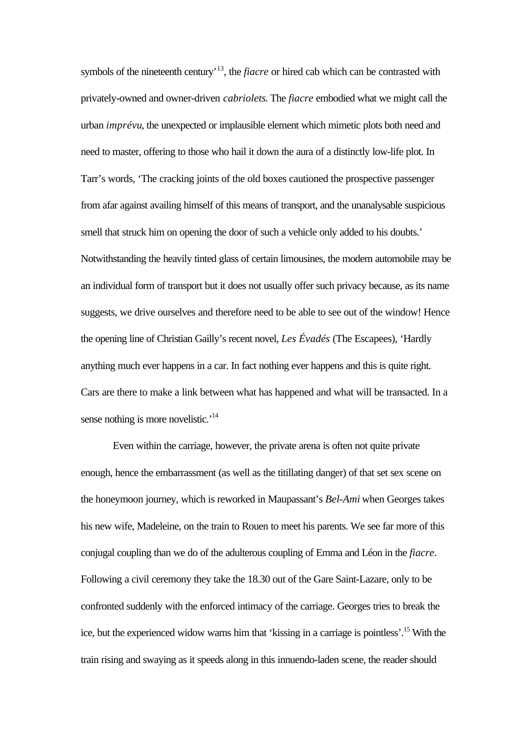symbols of the nineteenth century'[13], the *fiacre* or hired cab which can be contrasted with privately-owned and owner-driven *cabriolets*. The *fiacre* embodied what we might call the urban *imprévu*, the unexpected or implausible element which mimetic plots both need and need to master, offering to those who hail it down the aura of a distinctly low-life plot. In Tarr's words, 'The cracking joints of the old boxes cautioned the prospective passenger from afar against availing himself of this means of transport, and the unanalysable suspicious smell that struck him on opening the door of such a vehicle only added to his doubts.' Notwithstanding the heavily tinted glass of certain limousines, the modern automobile may be an individual form of transport but it does not usually offer such privacy because, as its name suggests, we drive ourselves and therefore need to be able to see out of the window! Hence the opening line of Christian Gailly's recent novel, *Les Évadés* (The Escapees), 'Hardly anything much ever happens in a car. In fact nothing ever happens and this is quite right. Cars are there to make a link between what has happened and what will be transacted. In a sense nothing is more novelistic.'[14]

Even within the carriage, however, the private arena is often not quite private enough, hence the embarrassment (as well as the titillating danger) of that set sex scene on the honeymoon journey, which is reworked in Maupassant's *Bel-Ami* when Georges takes his new wife, Madeleine, on the train to Rouen to meet his parents. We see far more of this conjugal coupling than we do of the adulterous coupling of Emma and Léon in the *fiacre*. Following a civil ceremony they take the 18.30 out of the Gare Saint-Lazare, only to be confronted suddenly with the enforced intimacy of the carriage. Georges tries to break the ice, but the experienced widow warns him that 'kissing in a carriage is pointless'.[15] With the train rising and swaying as it speeds along in this innuendo-laden scene, the reader should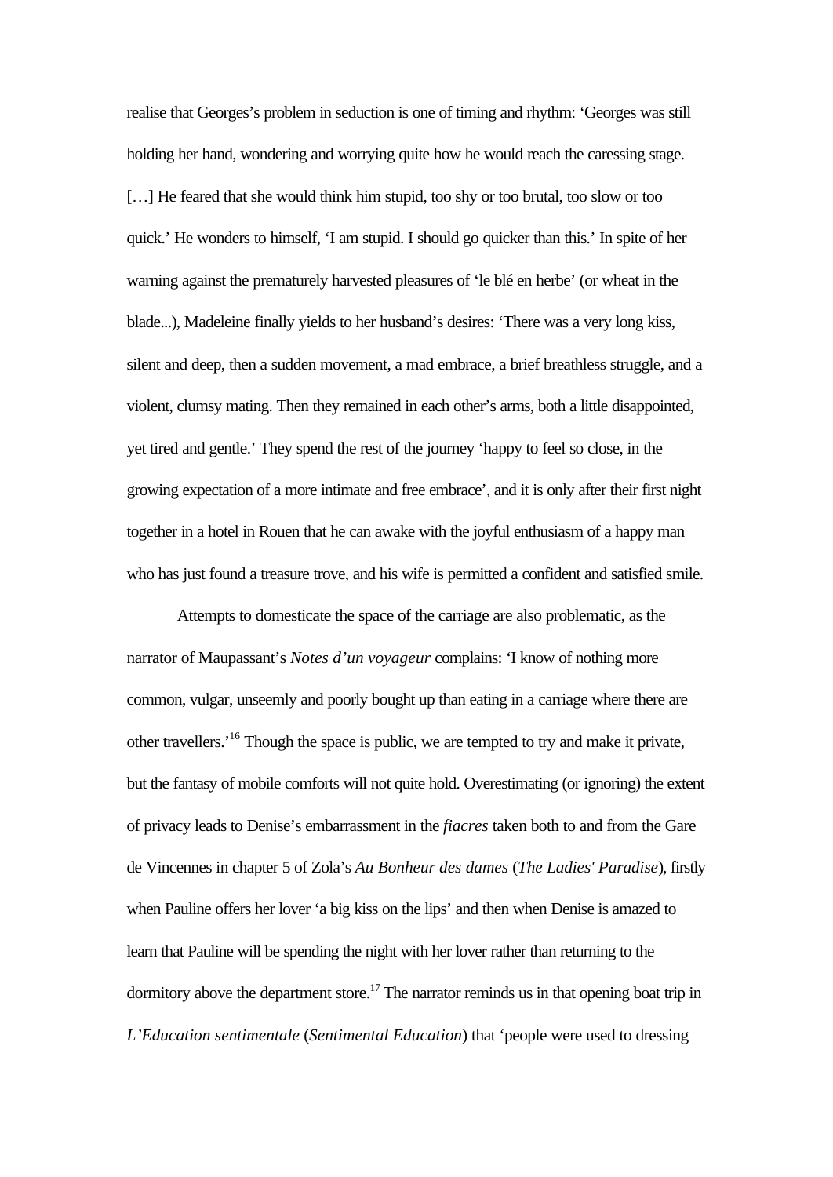realise that Georges's problem in seduction is one of timing and rhythm: 'Georges was still holding her hand, wondering and worrying quite how he would reach the caressing stage. […] He feared that she would think him stupid, too shy or too brutal, too slow or too quick.' He wonders to himself, 'I am stupid. I should go quicker than this.' In spite of her warning against the prematurely harvested pleasures of 'le blé en herbe' (or wheat in the blade...), Madeleine finally yields to her husband's desires: 'There was a very long kiss, silent and deep, then a sudden movement, a mad embrace, a brief breathless struggle, and a violent, clumsy mating. Then they remained in each other's arms, both a little disappointed, yet tired and gentle.' They spend the rest of the journey 'happy to feel so close, in the growing expectation of a more intimate and free embrace', and it is only after their first night together in a hotel in Rouen that he can awake with the joyful enthusiasm of a happy man who has just found a treasure trove, and his wife is permitted a confident and satisfied smile.

Attempts to domesticate the space of the carriage are also problematic, as the narrator of Maupassant's *Notes d'un voyageur* complains: 'I know of nothing more common, vulgar, unseemly and poorly bought up than eating in a carriage where there are other travellers.'[16] Though the space is public, we are tempted to try and make it private, but the fantasy of mobile comforts will not quite hold. Overestimating (or ignoring) the extent of privacy leads to Denise's embarrassment in the *fiacres* taken both to and from the Gare de Vincennes in chapter 5 of Zola's *Au Bonheur des dames* (*The Ladies' Paradise*), firstly when Pauline offers her lover 'a big kiss on the lips' and then when Denise is amazed to learn that Pauline will be spending the night with her lover rather than returning to the dormitory above the department store.[17] The narrator reminds us in that opening boat trip in *L'Education sentimentale* (*Sentimental Education*) that 'people were used to dressing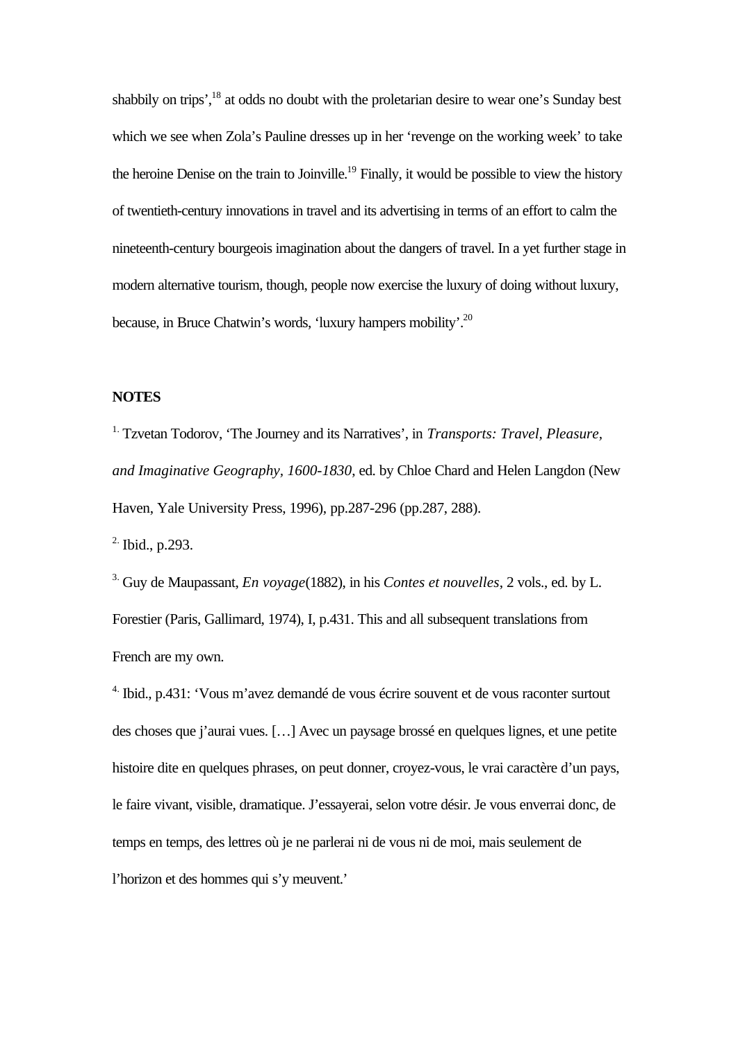shabbily on trips',[18] at odds no doubt with the proletarian desire to wear one's Sunday best which we see when Zola's Pauline dresses up in her 'revenge on the working week' to take the heroine Denise on the train to Joinville.[19] Finally, it would be possible to view the history of twentieth-century innovations in travel and its advertising in terms of an effort to calm the nineteenth-century bourgeois imagination about the dangers of travel. In a yet further stage in modern alternative tourism, though, people now exercise the luxury of doing without luxury, because, in Bruce Chatwin's words, 'luxury hampers mobility'.[20]

**NOTES**

[1.] Tzvetan Todorov, 'The Journey and its Narratives', in *Transports: Travel, Pleasure, and Imaginative Geography, 1600-1830*, ed. by Chloe Chard and Helen Langdon (New Haven, Yale University Press, 1996), pp.287-296 (pp.287, 288).

[2.] Ibid., p.293.

[3.] Guy de Maupassant, *En voyage*(1882), in his *Contes et nouvelles*, 2 vols., ed. by L. Forestier (Paris, Gallimard, 1974), I, p.431. This and all subsequent translations from French are my own.

[4.] Ibid., p.431: 'Vous m'avez demandé de vous écrire souvent et de vous raconter surtout des choses que j'aurai vues. […] Avec un paysage brossé en quelques lignes, et une petite histoire dite en quelques phrases, on peut donner, croyez-vous, le vrai caractère d'un pays, le faire vivant, visible, dramatique. J'essayerai, selon votre désir. Je vous enverrai donc, de temps en temps, des lettres où je ne parlerai ni de vous ni de moi, mais seulement de l'horizon et des hommes qui s'y meuvent.'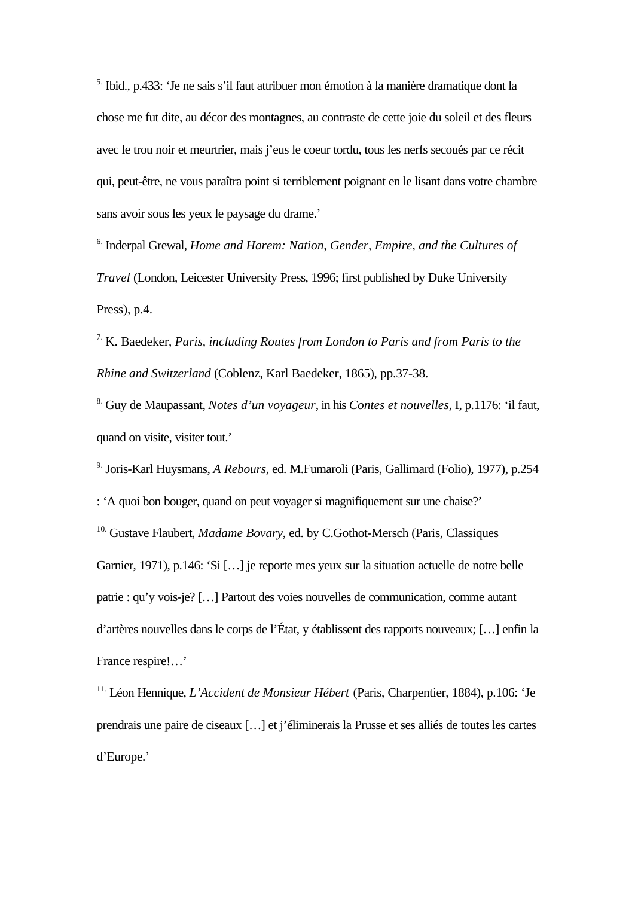[5.] Ibid., p.433: 'Je ne sais s'il faut attribuer mon émotion à la manière dramatique dont la chose me fut dite, au décor des montagnes, au contraste de cette joie du soleil et des fleurs avec le trou noir et meurtrier, mais j'eus le coeur tordu, tous les nerfs secoués par ce récit qui, peut-être, ne vous paraîtra point si terriblement poignant en le lisant dans votre chambre sans avoir sous les yeux le paysage du drame.'

[6.] Inderpal Grewal, *Home and Harem: Nation, Gender, Empire, and the Cultures of Travel* (London, Leicester University Press, 1996; first published by Duke University Press), p.4.

[7.] K. Baedeker, *Paris, including Routes from London to Paris and from Paris to the Rhine and Switzerland* (Coblenz, Karl Baedeker, 1865), pp.37-38.

[8.] Guy de Maupassant, *Notes d'un voyageur*, in his *Contes et nouvelles*, I, p.1176: 'il faut, quand on visite, visiter tout.'

[9.] Joris-Karl Huysmans, *A Rebours*, ed. M.Fumaroli (Paris, Gallimard (Folio), 1977), p.254 : 'A quoi bon bouger, quand on peut voyager si magnifiquement sur une chaise?'

[10.] Gustave Flaubert, *Madame Bovary*, ed. by C.Gothot-Mersch (Paris, Classiques Garnier, 1971), p.146: 'Si […] je reporte mes yeux sur la situation actuelle de notre belle patrie : qu'y vois-je? […] Partout des voies nouvelles de communication, comme autant d'artères nouvelles dans le corps de l'État, y établissent des rapports nouveaux; […] enfin la France respire!…'

[11.] Léon Hennique, *L'Accident de Monsieur Hébert* (Paris, Charpentier, 1884), p.106: 'Je prendrais une paire de ciseaux […] et j'éliminerais la Prusse et ses alliés de toutes les cartes d'Europe.'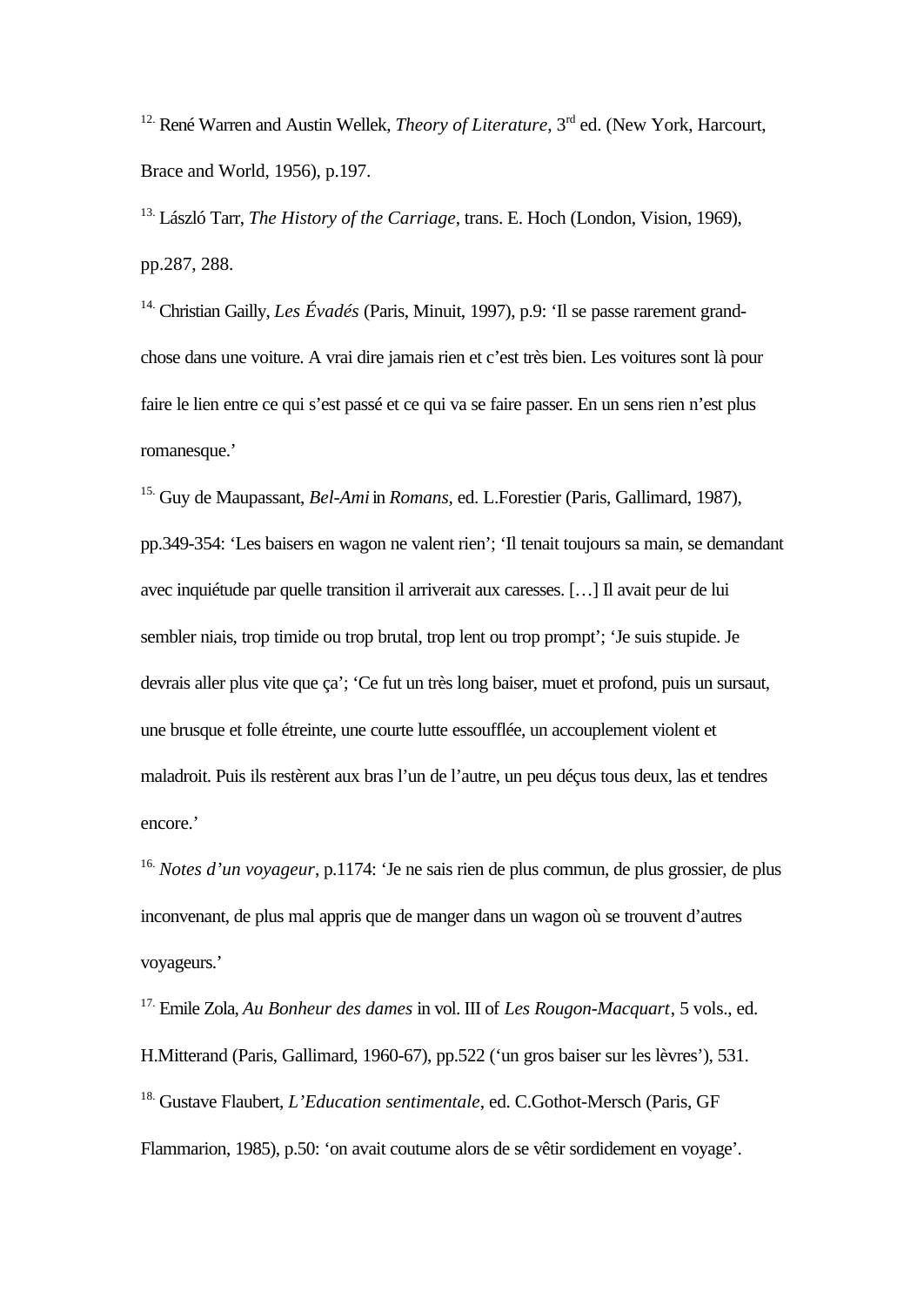[12.] René Warren and Austin Wellek, *Theory of Literature*, 3rd ed. (New York, Harcourt, Brace and World, 1956), p.197.

[13.] László Tarr, *The History of the Carriage*, trans. E. Hoch (London, Vision, 1969), pp.287, 288.

[14.] Christian Gailly, *Les Évadés* (Paris, Minuit, 1997), p.9: 'Il se passe rarement grand-chose dans une voiture. A vrai dire jamais rien et c'est très bien. Les voitures sont là pour faire le lien entre ce qui s'est passé et ce qui va se faire passer. En un sens rien n'est plus romanesque.'

[15.] Guy de Maupassant, *Bel-Ami* in *Romans*, ed. L.Forestier (Paris, Gallimard, 1987), pp.349-354: 'Les baisers en wagon ne valent rien'; 'Il tenait toujours sa main, se demandant avec inquiétude par quelle transition il arriverait aux caresses. […] Il avait peur de lui sembler niais, trop timide ou trop brutal, trop lent ou trop prompt'; 'Je suis stupide. Je devrais aller plus vite que ça'; 'Ce fut un très long baiser, muet et profond, puis un sursaut, une brusque et folle étreinte, une courte lutte essoufflée, un accouplement violent et maladroit. Puis ils restèrent aux bras l'un de l'autre, un peu déçus tous deux, las et tendres encore.'

[16.] *Notes d'un voyageur*, p.1174: 'Je ne sais rien de plus commun, de plus grossier, de plus inconvenant, de plus mal appris que de manger dans un wagon où se trouvent d'autres voyageurs.'

[17.] Emile Zola, *Au Bonheur des dames* in vol. III of *Les Rougon-Macquart*, 5 vols., ed. H.Mitterand (Paris, Gallimard, 1960-67), pp.522 ('un gros baiser sur les lèvres'), 531.

[18.] Gustave Flaubert, *L'Education sentimentale*, ed. C.Gothot-Mersch (Paris, GF Flammarion, 1985), p.50: 'on avait coutume alors de se vêtir sordidement en voyage'.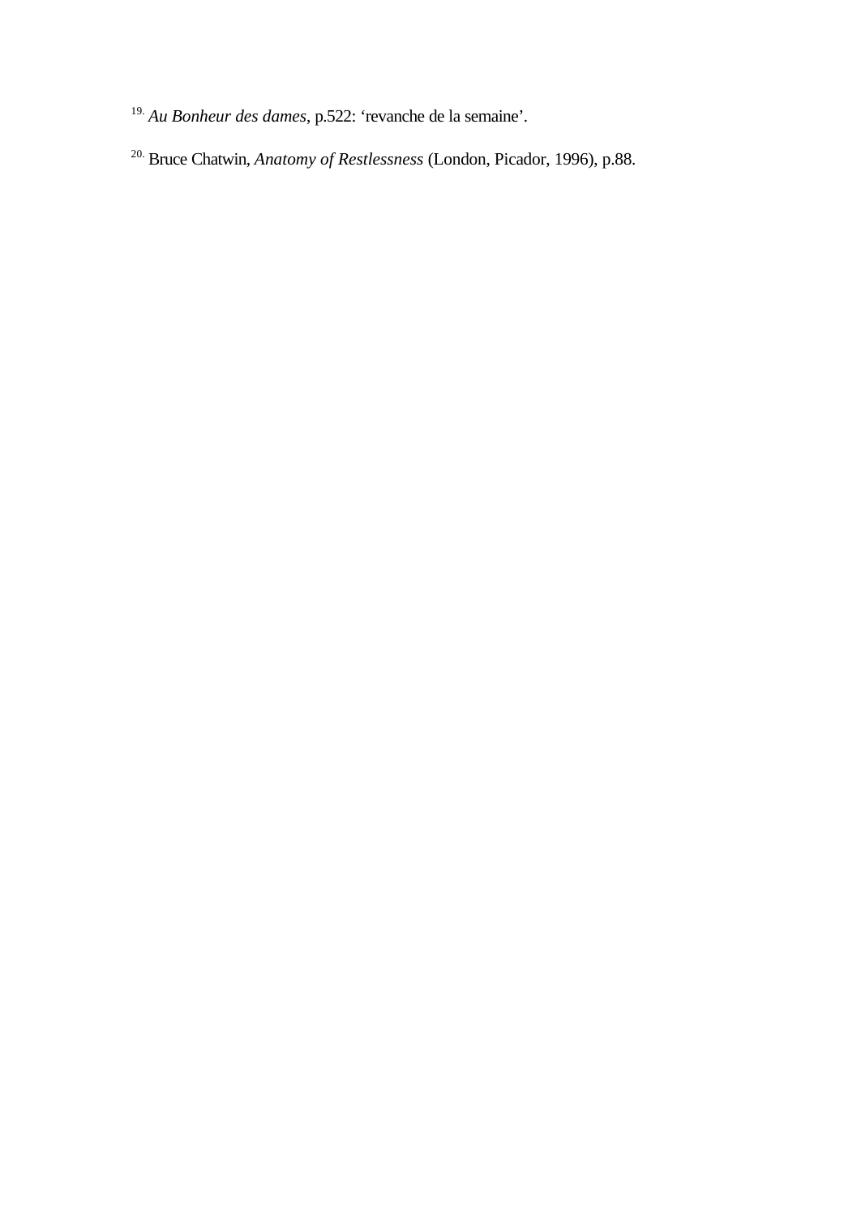[19.] *Au Bonheur des dames*, p.522: 'revanche de la semaine'.

[20.] Bruce Chatwin, *Anatomy of Restlessness* (London, Picador, 1996), p.88.